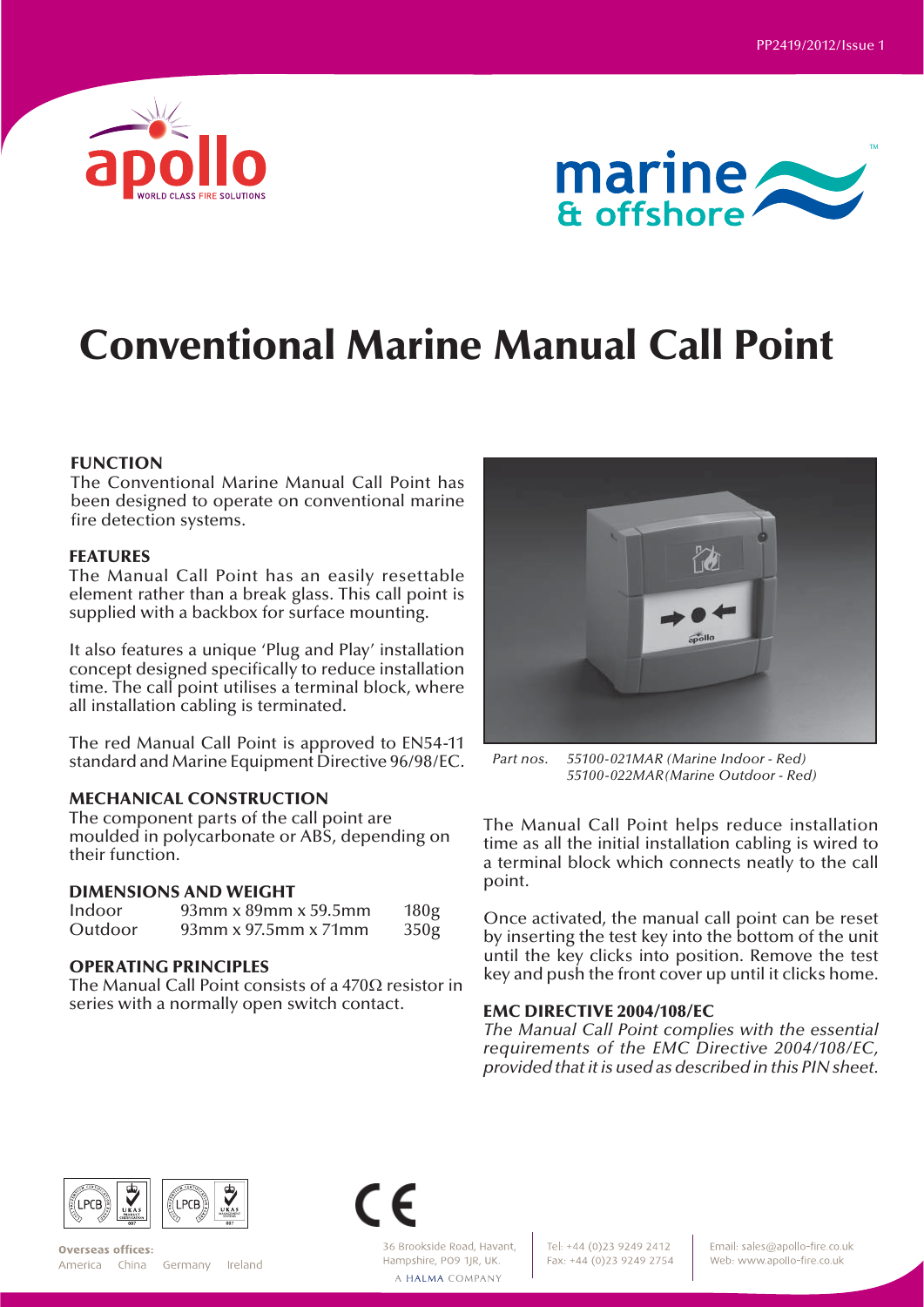# Conventional Marine Manual Call Point

## FUNCTION

The Conventional Marine Manual Call Point has been designed to operate on conventional marine fire detection systems.

## FEATURES

The Manual Call Point has an easily resettable element rather than a break glass. This call point is supplied with a backbox for surface mounting.

It also features a unique 'Plug and Play' installation concept designed specifically to reduce installation time. The call point utilises a terminal block, where all installation cabling is terminated.

The red Manual Call Point is approved to EN54-11 standard and Marine Equipment Directive 96/98/EC.

## MECHANICAL CONSTRUCTION

The component parts of the call point are moulded in polycarbonate or ABS, depending on their function.

## DIMENSIONS AND WEIGHT

| | | |
|---|---|---|
| Indoor | 93mm x 89mm x 59.5mm | 180g |
| Outdoor | 93mm x 97.5mm x 71mm | 350g |

## OPERATING PRINCIPLES

The Manual Call Point consists of a 470Ω resistor in series with a normally open switch contact.

*Part nos. 55100-021MAR (Marine Indoor - Red)*
*55100-022MAR(Marine Outdoor - Red)*

The Manual Call Point helps reduce installation time as all the initial installation cabling is wired to a terminal block which connects neatly to the call point.

Once activated, the manual call point can be reset by inserting the test key into the bottom of the unit until the key clicks into position. Remove the test key and push the front cover up until it clicks home.

## EMC DIRECTIVE 2004/108/EC

*The Manual Call Point complies with the essential requirements of the EMC Directive 2004/108/EC, provided that it is used as described in this PIN sheet.*

**Overseas offices:**
America China Germany Ireland

36 Brookside Road, Havant, Hampshire, PO9 1JR, UK.
A HALMA COMPANY

Tel: +44 (0)23 9249 2412
Fax: +44 (0)23 9249 2754

Email: sales@apollo-fire.co.uk
Web: www.apollo-fire.co.uk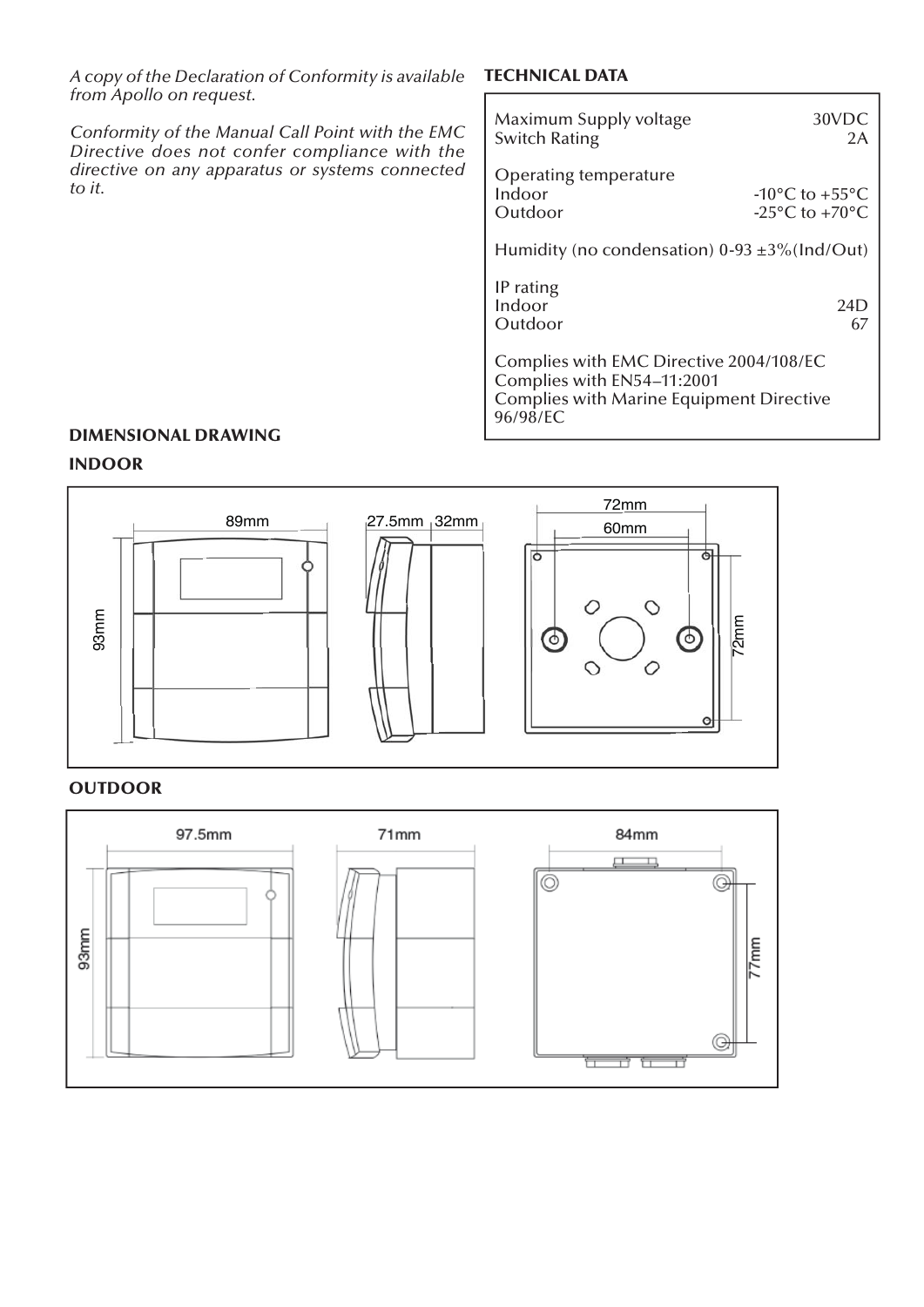*A copy of the Declaration of Conformity is available from Apollo on request.*

*Conformity of the Manual Call Point with the EMC Directive does not confer compliance with the directive on any apparatus or systems connected to it.*

**TECHNICAL DATA**

| | |
|---|---|
| Maximum Supply voltage | 30VDC |
| Switch Rating | 2A |
| Operating temperature | |
| Indoor | -10°C to +55°C |
| Outdoor | -25°C to +70°C |
| Humidity (no condensation) 0-93 ±3%(Ind/Out) | |
| IP rating | |
| Indoor | 24D |
| Outdoor | 67 |

Complies with EMC Directive 2004/108/EC
Complies with EN54–11:2001
Complies with Marine Equipment Directive 96/98/EC

**DIMENSIONAL DRAWING**

**INDOOR**

89mm
93mm
27.5mm
32mm
72mm
60mm
72mm

**OUTDOOR**

97.5mm
93mm
71mm
84mm
77mm